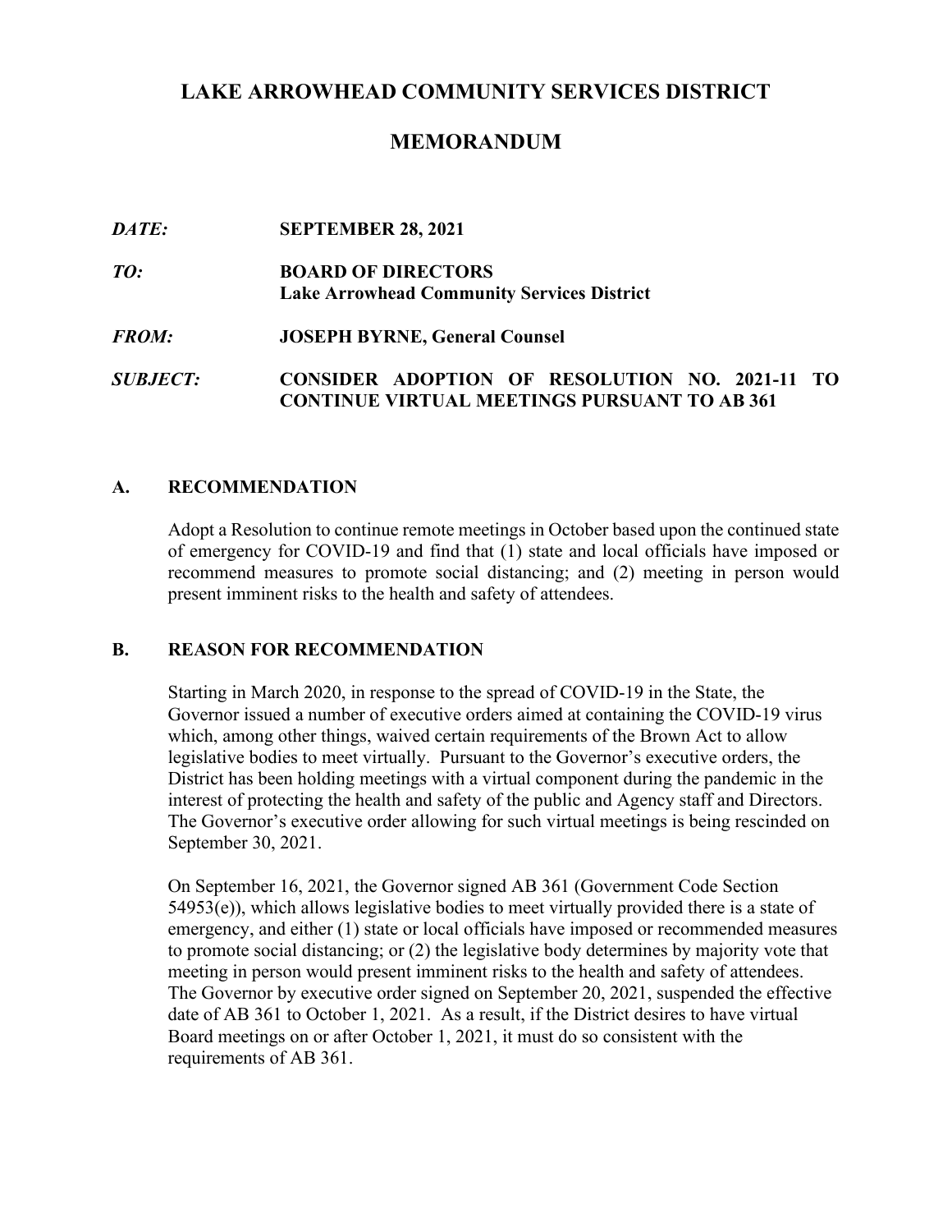# LAKE ARROWHEAD COMMUNITY SERVICES DISTRICT

## MEMORANDUM

***DATE:*** **SEPTEMBER 28, 2021**

***TO:*** **BOARD OF DIRECTORS**
**Lake Arrowhead Community Services District**

***FROM:*** **JOSEPH BYRNE, General Counsel**

***SUBJECT:*** **CONSIDER ADOPTION OF RESOLUTION NO. 2021-11 TO CONTINUE VIRTUAL MEETINGS PURSUANT TO AB 361**

### A. RECOMMENDATION

Adopt a Resolution to continue remote meetings in October based upon the continued state of emergency for COVID-19 and find that (1) state and local officials have imposed or recommend measures to promote social distancing; and (2) meeting in person would present imminent risks to the health and safety of attendees.

### B. REASON FOR RECOMMENDATION

Starting in March 2020, in response to the spread of COVID-19 in the State, the Governor issued a number of executive orders aimed at containing the COVID-19 virus which, among other things, waived certain requirements of the Brown Act to allow legislative bodies to meet virtually. Pursuant to the Governor's executive orders, the District has been holding meetings with a virtual component during the pandemic in the interest of protecting the health and safety of the public and Agency staff and Directors. The Governor's executive order allowing for such virtual meetings is being rescinded on September 30, 2021.

On September 16, 2021, the Governor signed AB 361 (Government Code Section 54953(e)), which allows legislative bodies to meet virtually provided there is a state of emergency, and either (1) state or local officials have imposed or recommended measures to promote social distancing; or (2) the legislative body determines by majority vote that meeting in person would present imminent risks to the health and safety of attendees. The Governor by executive order signed on September 20, 2021, suspended the effective date of AB 361 to October 1, 2021. As a result, if the District desires to have virtual Board meetings on or after October 1, 2021, it must do so consistent with the requirements of AB 361.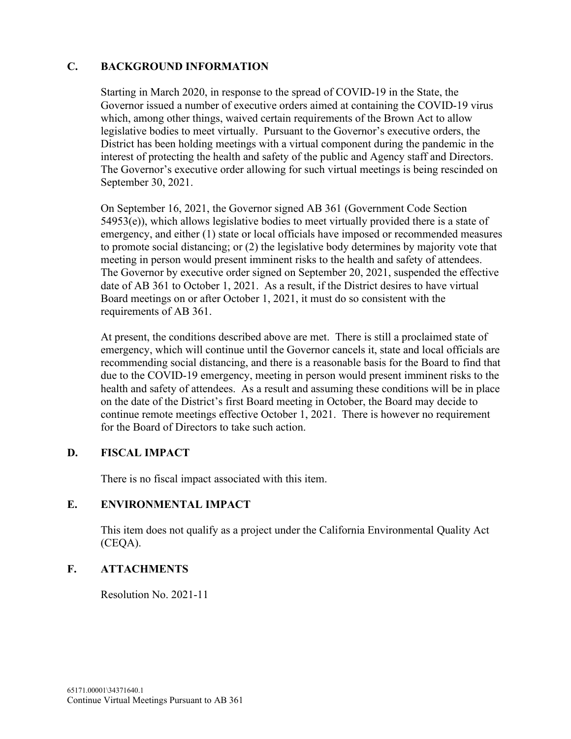## C. BACKGROUND INFORMATION

Starting in March 2020, in response to the spread of COVID-19 in the State, the Governor issued a number of executive orders aimed at containing the COVID-19 virus which, among other things, waived certain requirements of the Brown Act to allow legislative bodies to meet virtually. Pursuant to the Governor's executive orders, the District has been holding meetings with a virtual component during the pandemic in the interest of protecting the health and safety of the public and Agency staff and Directors. The Governor's executive order allowing for such virtual meetings is being rescinded on September 30, 2021.

On September 16, 2021, the Governor signed AB 361 (Government Code Section 54953(e)), which allows legislative bodies to meet virtually provided there is a state of emergency, and either (1) state or local officials have imposed or recommended measures to promote social distancing; or (2) the legislative body determines by majority vote that meeting in person would present imminent risks to the health and safety of attendees. The Governor by executive order signed on September 20, 2021, suspended the effective date of AB 361 to October 1, 2021. As a result, if the District desires to have virtual Board meetings on or after October 1, 2021, it must do so consistent with the requirements of AB 361.

At present, the conditions described above are met. There is still a proclaimed state of emergency, which will continue until the Governor cancels it, state and local officials are recommending social distancing, and there is a reasonable basis for the Board to find that due to the COVID-19 emergency, meeting in person would present imminent risks to the health and safety of attendees. As a result and assuming these conditions will be in place on the date of the District's first Board meeting in October, the Board may decide to continue remote meetings effective October 1, 2021. There is however no requirement for the Board of Directors to take such action.

## D. FISCAL IMPACT

There is no fiscal impact associated with this item.

## E. ENVIRONMENTAL IMPACT

This item does not qualify as a project under the California Environmental Quality Act (CEQA).

## F. ATTACHMENTS

Resolution No. 2021-11

65171.00001\34371640.1
Continue Virtual Meetings Pursuant to AB 361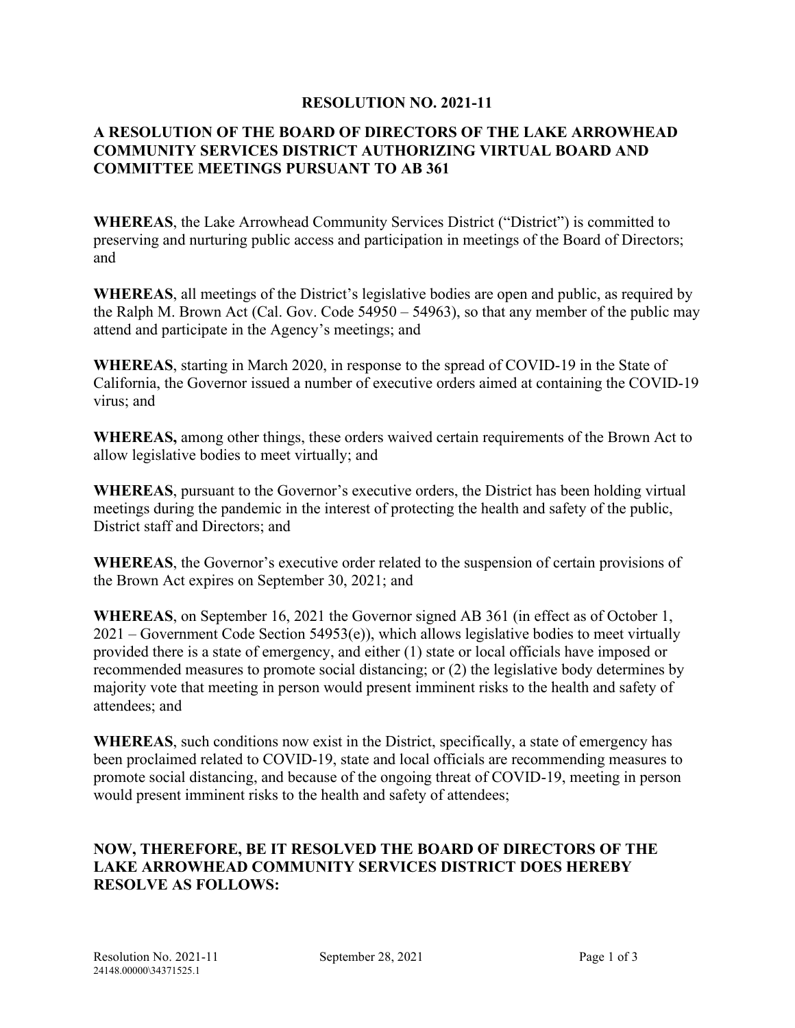## RESOLUTION NO. 2021-11

## A RESOLUTION OF THE BOARD OF DIRECTORS OF THE LAKE ARROWHEAD COMMUNITY SERVICES DISTRICT AUTHORIZING VIRTUAL BOARD AND COMMITTEE MEETINGS PURSUANT TO AB 361

**WHEREAS**, the Lake Arrowhead Community Services District ("District") is committed to preserving and nurturing public access and participation in meetings of the Board of Directors; and

**WHEREAS**, all meetings of the District's legislative bodies are open and public, as required by the Ralph M. Brown Act (Cal. Gov. Code 54950 – 54963), so that any member of the public may attend and participate in the Agency's meetings; and

**WHEREAS**, starting in March 2020, in response to the spread of COVID-19 in the State of California, the Governor issued a number of executive orders aimed at containing the COVID-19 virus; and

**WHEREAS,** among other things, these orders waived certain requirements of the Brown Act to allow legislative bodies to meet virtually; and

**WHEREAS**, pursuant to the Governor's executive orders, the District has been holding virtual meetings during the pandemic in the interest of protecting the health and safety of the public, District staff and Directors; and

**WHEREAS**, the Governor's executive order related to the suspension of certain provisions of the Brown Act expires on September 30, 2021; and

**WHEREAS**, on September 16, 2021 the Governor signed AB 361 (in effect as of October 1, 2021 – Government Code Section 54953(e)), which allows legislative bodies to meet virtually provided there is a state of emergency, and either (1) state or local officials have imposed or recommended measures to promote social distancing; or (2) the legislative body determines by majority vote that meeting in person would present imminent risks to the health and safety of attendees; and

**WHEREAS**, such conditions now exist in the District, specifically, a state of emergency has been proclaimed related to COVID-19, state and local officials are recommending measures to promote social distancing, and because of the ongoing threat of COVID-19, meeting in person would present imminent risks to the health and safety of attendees;

**NOW, THEREFORE, BE IT RESOLVED THE BOARD OF DIRECTORS OF THE LAKE ARROWHEAD COMMUNITY SERVICES DISTRICT DOES HEREBY RESOLVE AS FOLLOWS:**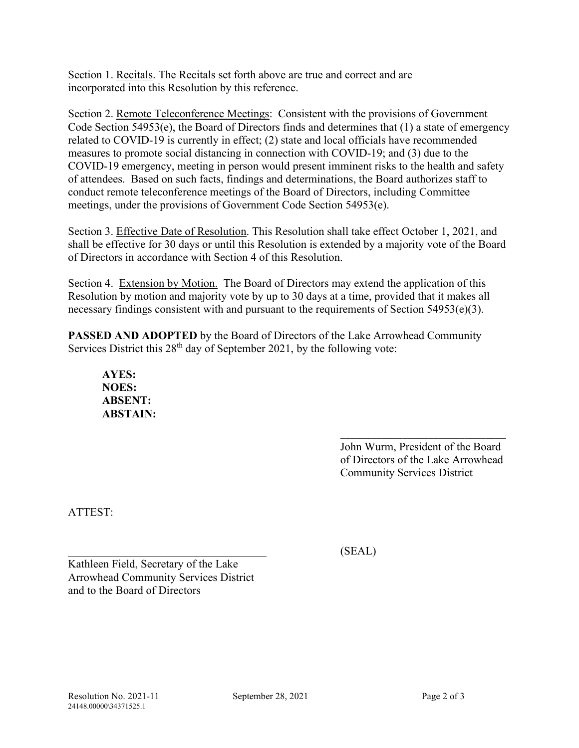Section 1. Recitals. The Recitals set forth above are true and correct and are incorporated into this Resolution by this reference.

Section 2. Remote Teleconference Meetings: Consistent with the provisions of Government Code Section 54953(e), the Board of Directors finds and determines that (1) a state of emergency related to COVID-19 is currently in effect; (2) state and local officials have recommended measures to promote social distancing in connection with COVID-19; and (3) due to the COVID-19 emergency, meeting in person would present imminent risks to the health and safety of attendees. Based on such facts, findings and determinations, the Board authorizes staff to conduct remote teleconference meetings of the Board of Directors, including Committee meetings, under the provisions of Government Code Section 54953(e).

Section 3. Effective Date of Resolution. This Resolution shall take effect October 1, 2021, and shall be effective for 30 days or until this Resolution is extended by a majority vote of the Board of Directors in accordance with Section 4 of this Resolution.

Section 4. Extension by Motion. The Board of Directors may extend the application of this Resolution by motion and majority vote by up to 30 days at a time, provided that it makes all necessary findings consistent with and pursuant to the requirements of Section 54953(e)(3).

**PASSED AND ADOPTED** by the Board of Directors of the Lake Arrowhead Community Services District this 28th day of September 2021, by the following vote:

**AYES:**
**NOES:**
**ABSENT:**
**ABSTAIN:**

_____________________________
John Wurm, President of the Board of Directors of the Lake Arrowhead Community Services District

ATTEST:

_____________________________
Kathleen Field, Secretary of the Lake Arrowhead Community Services District and to the Board of Directors

(SEAL)

Resolution No. 2021-11 September 28, 2021
24148.00000\34371525.1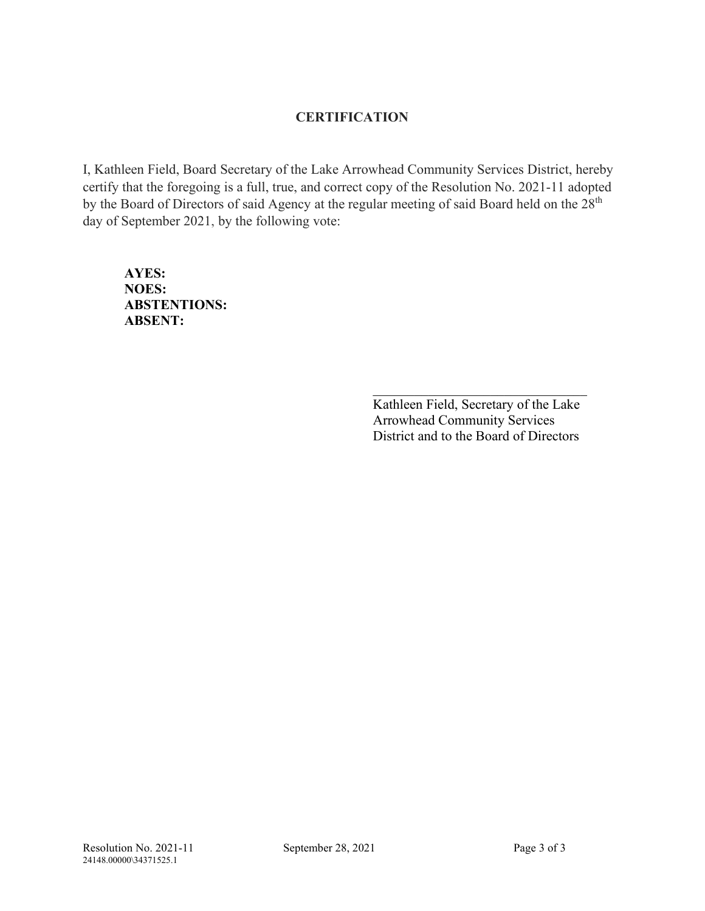## CERTIFICATION

I, Kathleen Field, Board Secretary of the Lake Arrowhead Community Services District, hereby certify that the foregoing is a full, true, and correct copy of the Resolution No. 2021-11 adopted by the Board of Directors of said Agency at the regular meeting of said Board held on the 28th day of September 2021, by the following vote:

**AYES:**
**NOES:**
**ABSTENTIONS:**
**ABSENT:**

\_\_\_\_\_\_\_\_\_\_\_\_\_\_\_\_\_\_\_\_\_\_\_\_\_\_\_\_\_\_
Kathleen Field, Secretary of the Lake Arrowhead Community Services District and to the Board of Directors

Resolution No. 2021-11 September 28, 2021
24148.00000\34371525.1